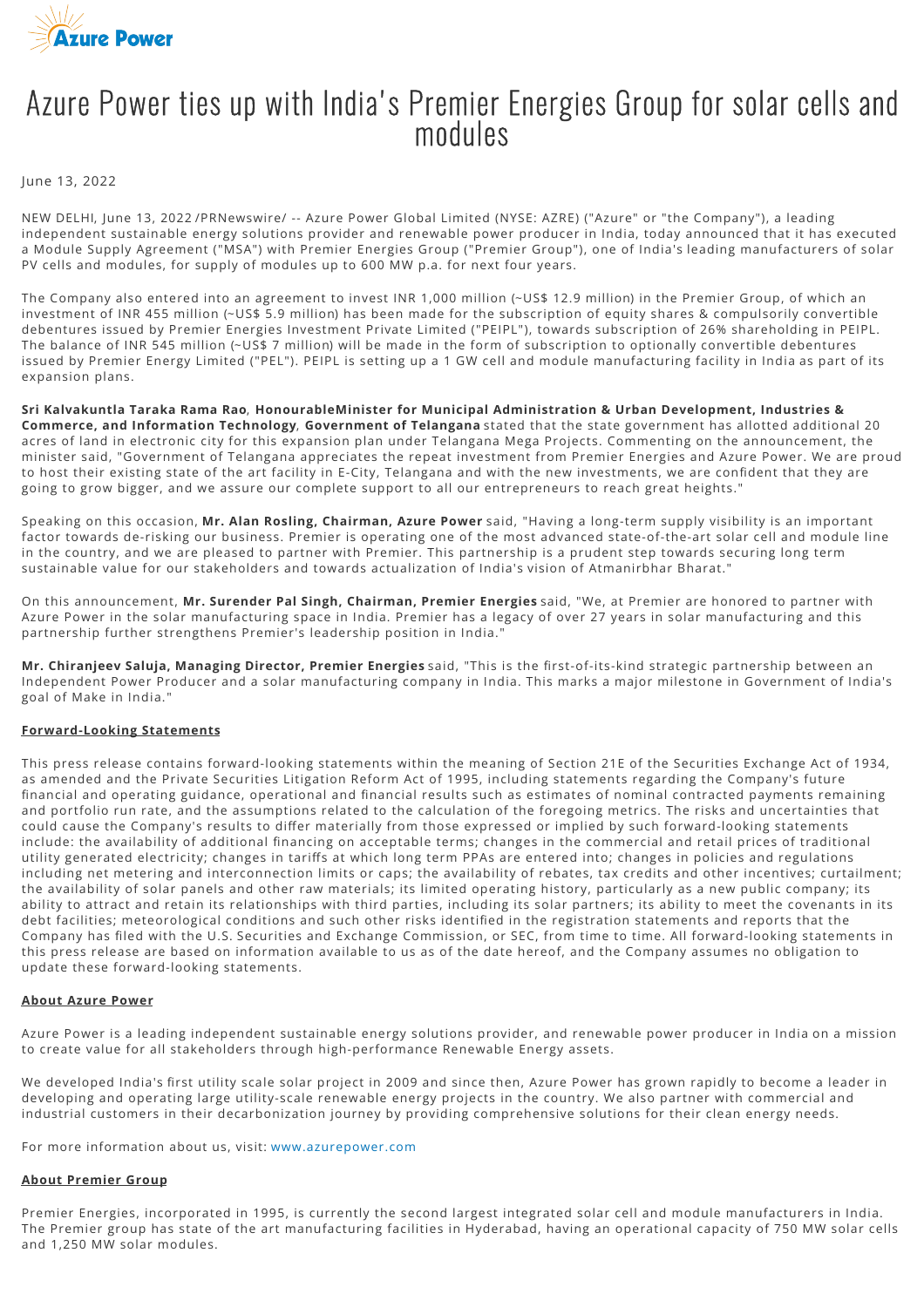# Azure Power ties up with India's Premier Energies Group for solar cells and modules

June 13, 2022

NEW DELHI, June 13, 2022 /PRNewswire/ -- Azure Power Global Limited (NYSE: AZRE) ("Azure" or "the Company"), a leading independent sustainable energy solutions provider and renewable power producer in India, today announced that it has executed a Module Supply Agreement ("MSA") with Premier Energies Group ("Premier Group"), one of India's leading manufacturers of solar PV cells and modules, for supply of modules up to 600 MW p.a. for next four years.

The Company also entered into an agreement to invest INR 1,000 million (~US$ 12.9 million) in the Premier Group, of which an investment of INR 455 million (~US$ 5.9 million) has been made for the subscription of equity shares & compulsorily convertible debentures issued by Premier Energies Investment Private Limited ("PEIPL"), towards subscription of 26% shareholding in PEIPL. The balance of INR 545 million (~US$ 7 million) will be made in the form of subscription to optionally convertible debentures issued by Premier Energy Limited ("PEL"). PEIPL is setting up a 1 GW cell and module manufacturing facility in India as part of its expansion plans.

**Sri Kalvakuntla Taraka Rama Rao**, **HonourableMinister for Municipal Administration & Urban Development, Industries & Commerce, and Information Technology**, **Government of Telangana** stated that the state government has allotted additional 20 acres of land in electronic city for this expansion plan under Telangana Mega Projects. Commenting on the announcement, the minister said, "Government of Telangana appreciates the repeat investment from Premier Energies and Azure Power. We are proud to host their existing state of the art facility in E-City, Telangana and with the new investments, we are confident that they are going to grow bigger, and we assure our complete support to all our entrepreneurs to reach great heights."

Speaking on this occasion, **Mr. Alan Rosling, Chairman, Azure Power** said, "Having a long-term supply visibility is an important factor towards de-risking our business. Premier is operating one of the most advanced state-of-the-art solar cell and module line in the country, and we are pleased to partner with Premier. This partnership is a prudent step towards securing long term sustainable value for our stakeholders and towards actualization of India's vision of Atmanirbhar Bharat."

On this announcement, **Mr. Surender Pal Singh, Chairman, Premier Energies** said, "We, at Premier are honored to partner with Azure Power in the solar manufacturing space in India. Premier has a legacy of over 27 years in solar manufacturing and this partnership further strengthens Premier's leadership position in India."

**Mr. Chiranjeev Saluja, Managing Director, Premier Energies** said, "This is the first-of-its-kind strategic partnership between an Independent Power Producer and a solar manufacturing company in India. This marks a major milestone in Government of India's goal of Make in India."

**Forward-Looking Statements**

This press release contains forward-looking statements within the meaning of Section 21E of the Securities Exchange Act of 1934, as amended and the Private Securities Litigation Reform Act of 1995, including statements regarding the Company's future financial and operating guidance, operational and financial results such as estimates of nominal contracted payments remaining and portfolio run rate, and the assumptions related to the calculation of the foregoing metrics. The risks and uncertainties that could cause the Company's results to differ materially from those expressed or implied by such forward-looking statements include: the availability of additional financing on acceptable terms; changes in the commercial and retail prices of traditional utility generated electricity; changes in tariffs at which long term PPAs are entered into; changes in policies and regulations including net metering and interconnection limits or caps; the availability of rebates, tax credits and other incentives; curtailment; the availability of solar panels and other raw materials; its limited operating history, particularly as a new public company; its ability to attract and retain its relationships with third parties, including its solar partners; its ability to meet the covenants in its debt facilities; meteorological conditions and such other risks identified in the registration statements and reports that the Company has filed with the U.S. Securities and Exchange Commission, or SEC, from time to time. All forward-looking statements in this press release are based on information available to us as of the date hereof, and the Company assumes no obligation to update these forward-looking statements.

**About Azure Power**

Azure Power is a leading independent sustainable energy solutions provider, and renewable power producer in India on a mission to create value for all stakeholders through high-performance Renewable Energy assets.

We developed India's first utility scale solar project in 2009 and since then, Azure Power has grown rapidly to become a leader in developing and operating large utility-scale renewable energy projects in the country. We also partner with commercial and industrial customers in their decarbonization journey by providing comprehensive solutions for their clean energy needs.

For more information about us, visit: www.azurepower.com

**About Premier Group**

Premier Energies, incorporated in 1995, is currently the second largest integrated solar cell and module manufacturers in India. The Premier group has state of the art manufacturing facilities in Hyderabad, having an operational capacity of 750 MW solar cells and 1,250 MW solar modules.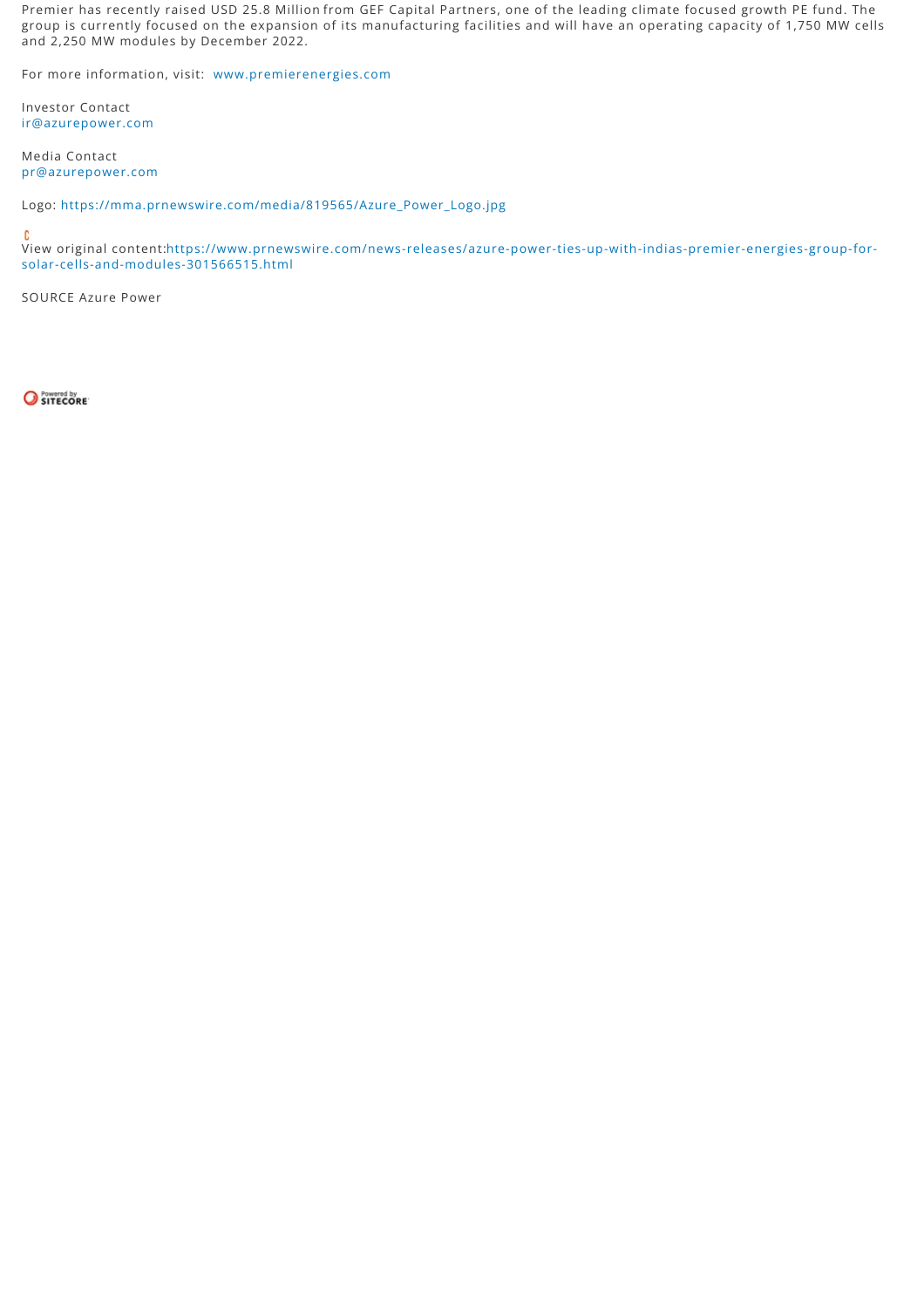Premier has recently raised USD 25.8 Million from GEF Capital Partners, one of the leading climate focused growth PE fund. The group is currently focused on the expansion of its manufacturing facilities and will have an operating capacity of 1,750 MW cells and 2,250 MW modules by December 2022.

For more information, visit: www.premierenergies.com

Investor Contact
ir@azurepower.com

Media Contact
pr@azurepower.com

Logo: https://mma.prnewswire.com/media/819565/Azure_Power_Logo.jpg

View original content:https://www.prnewswire.com/news-releases/azure-power-ties-up-with-indias-premier-energies-group-for-solar-cells-and-modules-301566515.html

SOURCE Azure Power